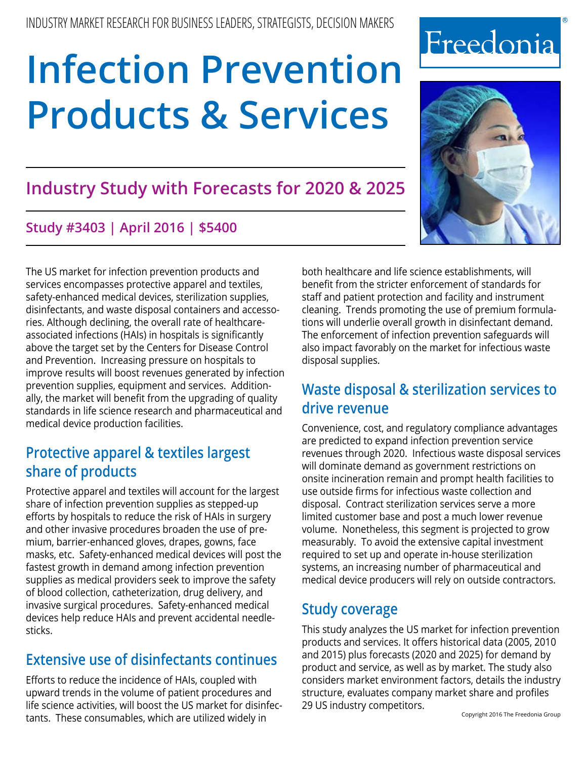INDUSTRY MARKET RESEARCH FOR BUSINESS LEADERS, STRATEGISTS, DECISION MAKERS

Freedonia®

# Infection Prevention Products & Services

## Industry Study with Forecasts for 2020 & 2025

### Study #3403 | April 2016 | $5400

The US market for infection prevention products and services encompasses protective apparel and textiles, safety-enhanced medical devices, sterilization supplies, disinfectants, and waste disposal containers and accessories. Although declining, the overall rate of healthcare-associated infections (HAIs) in hospitals is significantly above the target set by the Centers for Disease Control and Prevention. Increasing pressure on hospitals to improve results will boost revenues generated by infection prevention supplies, equipment and services. Additionally, the market will benefit from the upgrading of quality standards in life science research and pharmaceutical and medical device production facilities.

## Protective apparel & textiles largest share of products

Protective apparel and textiles will account for the largest share of infection prevention supplies as stepped-up efforts by hospitals to reduce the risk of HAIs in surgery and other invasive procedures broaden the use of premium, barrier-enhanced gloves, drapes, gowns, face masks, etc. Safety-enhanced medical devices will post the fastest growth in demand among infection prevention supplies as medical providers seek to improve the safety of blood collection, catheterization, drug delivery, and invasive surgical procedures. Safety-enhanced medical devices help reduce HAIs and prevent accidental needlesticks.

## Extensive use of disinfectants continues

Efforts to reduce the incidence of HAIs, coupled with upward trends in the volume of patient procedures and life science activities, will boost the US market for disinfectants. These consumables, which are utilized widely in both healthcare and life science establishments, will benefit from the stricter enforcement of standards for staff and patient protection and facility and instrument cleaning. Trends promoting the use of premium formulations will underlie overall growth in disinfectant demand. The enforcement of infection prevention safeguards will also impact favorably on the market for infectious waste disposal supplies.

## Waste disposal & sterilization services to drive revenue

Convenience, cost, and regulatory compliance advantages are predicted to expand infection prevention service revenues through 2020. Infectious waste disposal services will dominate demand as government restrictions on onsite incineration remain and prompt health facilities to use outside firms for infectious waste collection and disposal. Contract sterilization services serve a more limited customer base and post a much lower revenue volume. Nonetheless, this segment is projected to grow measurably. To avoid the extensive capital investment required to set up and operate in-house sterilization systems, an increasing number of pharmaceutical and medical device producers will rely on outside contractors.

## Study coverage

This study analyzes the US market for infection prevention products and services. It offers historical data (2005, 2010 and 2015) plus forecasts (2020 and 2025) for demand by product and service, as well as by market. The study also considers market environment factors, details the industry structure, evaluates company market share and profiles 29 US industry competitors.

Copyright 2016 The Freedonia Group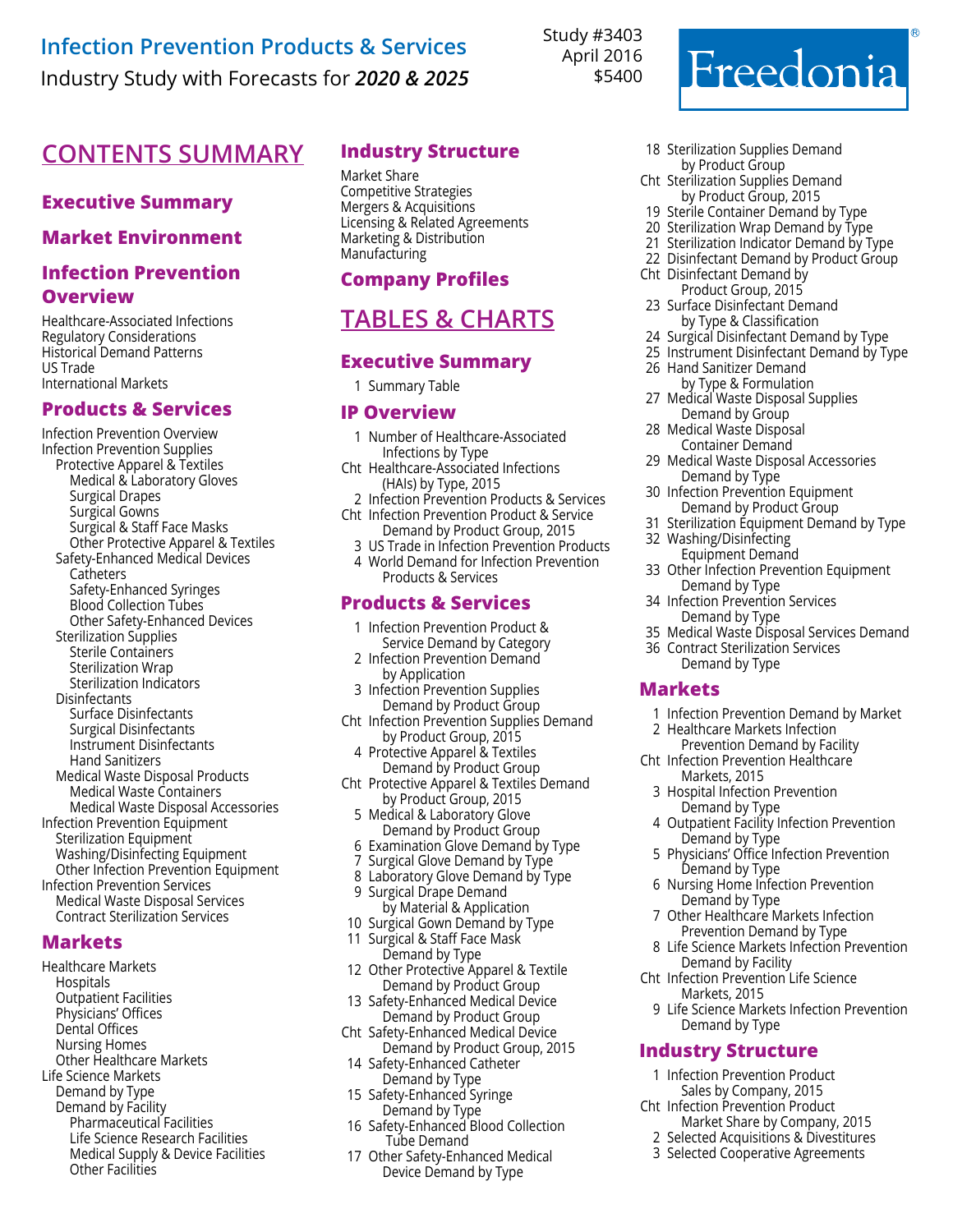# Infection Prevention Products & Services

Industry Study with Forecasts for ***2020 & 2025***

Study #3403
April 2016
$5400

Freedonia®

## CONTENTS SUMMARY

### Executive Summary

### Market Environment

### Infection Prevention Overview

- Healthcare-Associated Infections
- Regulatory Considerations
- Historical Demand Patterns
- US Trade
- International Markets

### Products & Services

- Infection Prevention Overview
- Infection Prevention Supplies
  - Protective Apparel & Textiles
    - Medical & Laboratory Gloves
    - Surgical Drapes
    - Surgical Gowns
    - Surgical & Staff Face Masks
    - Other Protective Apparel & Textiles
  - Safety-Enhanced Medical Devices
    - Catheters
    - Safety-Enhanced Syringes
    - Blood Collection Tubes
    - Other Safety-Enhanced Devices
  - Sterilization Supplies
    - Sterile Containers
    - Sterilization Wrap
    - Sterilization Indicators
  - Disinfectants
    - Surface Disinfectants
    - Surgical Disinfectants
    - Instrument Disinfectants
    - Hand Sanitizers
  - Medical Waste Disposal Products
    - Medical Waste Containers
    - Medical Waste Disposal Accessories
- Infection Prevention Equipment
  - Sterilization Equipment
  - Washing/Disinfecting Equipment
  - Other Infection Prevention Equipment
- Infection Prevention Services
  - Medical Waste Disposal Services
  - Contract Sterilization Services

### Markets

- Healthcare Markets
  - Hospitals
  - Outpatient Facilities
  - Physicians' Offices
  - Dental Offices
  - Nursing Homes
  - Other Healthcare Markets
- Life Science Markets
  - Demand by Type
  - Demand by Facility
    - Pharmaceutical Facilities
    - Life Science Research Facilities
    - Medical Supply & Device Facilities
    - Other Facilities

### Industry Structure

- Market Share
- Competitive Strategies
- Mergers & Acquisitions
- Licensing & Related Agreements
- Marketing & Distribution
- Manufacturing

### Company Profiles

## TABLES & CHARTS

### Executive Summary

1 Summary Table

### IP Overview

1 Number of Healthcare-Associated Infections by Type
Cht Healthcare-Associated Infections (HAIs) by Type, 2015
2 Infection Prevention Products & Services
Cht Infection Prevention Product & Service Demand by Product Group, 2015
3 US Trade in Infection Prevention Products
4 World Demand for Infection Prevention Products & Services

### Products & Services

1 Infection Prevention Product & Service Demand by Category
2 Infection Prevention Demand by Application
3 Infection Prevention Supplies Demand by Product Group
Cht Infection Prevention Supplies Demand by Product Group, 2015
4 Protective Apparel & Textiles Demand by Product Group
Cht Protective Apparel & Textiles Demand by Product Group, 2015
5 Medical & Laboratory Glove Demand by Product Group
6 Examination Glove Demand by Type
7 Surgical Glove Demand by Type
8 Laboratory Glove Demand by Type
9 Surgical Drape Demand by Material & Application
10 Surgical Gown Demand by Type
11 Surgical & Staff Face Mask Demand by Type
12 Other Protective Apparel & Textile Demand by Product Group
13 Safety-Enhanced Medical Device Demand by Product Group
Cht Safety-Enhanced Medical Device Demand by Product Group, 2015
14 Safety-Enhanced Catheter Demand by Type
15 Safety-Enhanced Syringe Demand by Type
16 Safety-Enhanced Blood Collection Tube Demand
17 Other Safety-Enhanced Medical Device Demand by Type
18 Sterilization Supplies Demand by Product Group
Cht Sterilization Supplies Demand by Product Group, 2015
19 Sterile Container Demand by Type
20 Sterilization Wrap Demand by Type
21 Sterilization Indicator Demand by Type
22 Disinfectant Demand by Product Group
Cht Disinfectant Demand by Product Group, 2015
23 Surface Disinfectant Demand by Type & Classification
24 Surgical Disinfectant Demand by Type
25 Instrument Disinfectant Demand by Type
26 Hand Sanitizer Demand by Type & Formulation
27 Medical Waste Disposal Supplies Demand by Group
28 Medical Waste Disposal Container Demand
29 Medical Waste Disposal Accessories Demand by Type
30 Infection Prevention Equipment Demand by Product Group
31 Sterilization Equipment Demand by Type
32 Washing/Disinfecting Equipment Demand
33 Other Infection Prevention Equipment Demand by Type
34 Infection Prevention Services Demand by Type
35 Medical Waste Disposal Services Demand
36 Contract Sterilization Services Demand by Type

### Markets

1 Infection Prevention Demand by Market
2 Healthcare Markets Infection Prevention Demand by Facility
Cht Infection Prevention Healthcare Markets, 2015
3 Hospital Infection Prevention Demand by Type
4 Outpatient Facility Infection Prevention Demand by Type
5 Physicians' Office Infection Prevention Demand by Type
6 Nursing Home Infection Prevention Demand by Type
7 Other Healthcare Markets Infection Prevention Demand by Type
8 Life Science Markets Infection Prevention Demand by Facility
Cht Infection Prevention Life Science Markets, 2015
9 Life Science Markets Infection Prevention Demand by Type

### Industry Structure

1 Infection Prevention Product Sales by Company, 2015
Cht Infection Prevention Product Market Share by Company, 2015
2 Selected Acquisitions & Divestitures
3 Selected Cooperative Agreements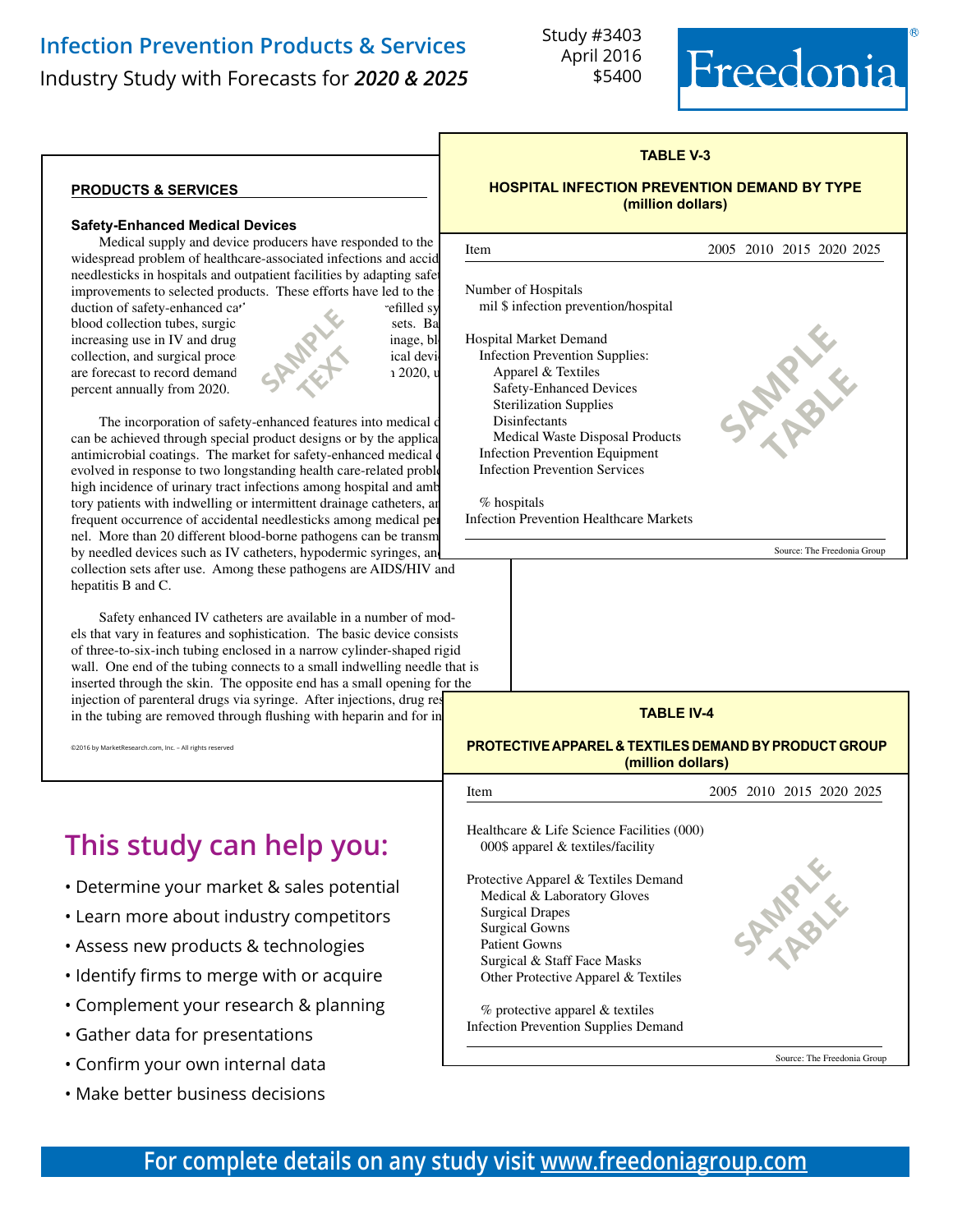# Infection Prevention Products & Services

Industry Study with Forecasts for ***2020 & 2025***

Study #3403
April 2016
$5400

Freedonia®

**PRODUCTS & SERVICES**

**Safety-Enhanced Medical Devices**

Medical supply and device producers have responded to the widespread problem of healthcare-associated infections and accid needlesticks in hospitals and outpatient facilities by adapting safet improvements to selected products. These efforts have led to the duction of safety-enhanced ca efilled sy blood collection tubes, surgic sets. Ba increasing use in IV and drug inage, bl collection, and surgical proce ical devi are forecast to record demand 2020, u percent annually from 2020.

SAMPLE TEXT

The incorporation of safety-enhanced features into medical d can be achieved through special product designs or by the applica antimicrobial coatings. The market for safety-enhanced medical d evolved in response to two longstanding health care-related proble high incidence of urinary tract infections among hospital and amb tory patients with indwelling or intermittent drainage catheters, an frequent occurrence of accidental needlesticks among medical per nel. More than 20 different blood-borne pathogens can be transm by needled devices such as IV catheters, hypodermic syringes, an collection sets after use. Among these pathogens are AIDS/HIV and hepatitis B and C.

Safety enhanced IV catheters are available in a number of models that vary in features and sophistication. The basic device consists of three-to-six-inch tubing enclosed in a narrow cylinder-shaped rigid wall. One end of the tubing connects to a small indwelling needle that is inserted through the skin. The opposite end has a small opening for the injection of parenteral drugs via syringe. After injections, drug res in the tubing are removed through flushing with heparin and for in

©2016 by MarketResearch.com, Inc. – All rights reserved

**TABLE V-3**

**HOSPITAL INFECTION PREVENTION DEMAND BY TYPE (million dollars)**

| Item | 2005 | 2010 | 2015 | 2020 | 2025 |
|---|---|---|---|---|---|
| Number of Hospitals | | | | | |
| mil $ infection prevention/hospital | | | | | |
| Hospital Market Demand | | | | | |
| Infection Prevention Supplies: | | | | | |
| Apparel & Textiles | | | | | |
| Safety-Enhanced Devices | | | | | |
| Sterilization Supplies | | | | | |
| Disinfectants | | | | | |
| Medical Waste Disposal Products | | | | | |
| Infection Prevention Equipment | | | | | |
| Infection Prevention Services | | | | | |
| % hospitals | | | | | |
| Infection Prevention Healthcare Markets | | | | | |

SAMPLE TABLE

Source: The Freedonia Group

**TABLE IV-4**

**PROTECTIVE APPAREL & TEXTILES DEMAND BY PRODUCT GROUP (million dollars)**

| Item | 2005 | 2010 | 2015 | 2020 | 2025 |
|---|---|---|---|---|---|
| Healthcare & Life Science Facilities (000) | | | | | |
| 000$ apparel & textiles/facility | | | | | |
| Protective Apparel & Textiles Demand | | | | | |
| Medical & Laboratory Gloves | | | | | |
| Surgical Drapes | | | | | |
| Surgical Gowns | | | | | |
| Patient Gowns | | | | | |
| Surgical & Staff Face Masks | | | | | |
| Other Protective Apparel & Textiles | | | | | |
| % protective apparel & textiles | | | | | |
| Infection Prevention Supplies Demand | | | | | |

SAMPLE TABLE

Source: The Freedonia Group

## This study can help you:

- Determine your market & sales potential
- Learn more about industry competitors
- Assess new products & technologies
- Identify firms to merge with or acquire
- Complement your research & planning
- Gather data for presentations
- Confirm your own internal data
- Make better business decisions

**For complete details on any study visit www.freedoniagroup.com**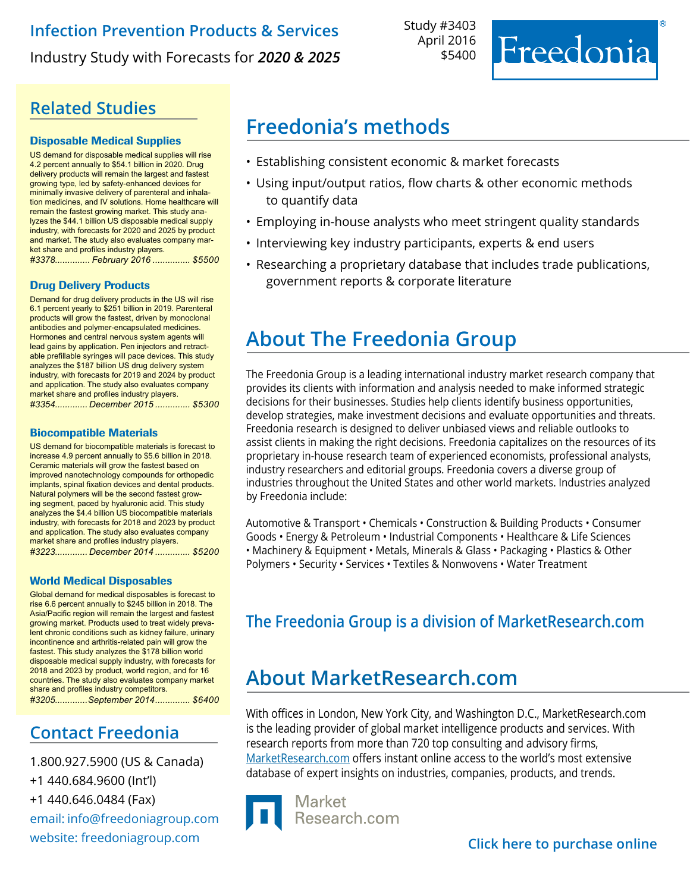Infection Prevention Products & Services

Industry Study with Forecasts for *2020 & 2025*

Study #3403
April 2016
$5400

Freedonia

## Related Studies

### Disposable Medical Supplies

US demand for disposable medical supplies will rise 4.2 percent annually to $54.1 billion in 2020. Drug delivery products will remain the largest and fastest growing type, led by safety-enhanced devices for minimally invasive delivery of parenteral and inhalation medicines, and IV solutions. Home healthcare will remain the fastest growing market. This study analyzes the $44.1 billion US disposable medical supply industry, with forecasts for 2020 and 2025 by product and market. The study also evaluates company market share and profiles industry players.

*#3378............. February 2016 ............... $5500*

### Drug Delivery Products

Demand for drug delivery products in the US will rise 6.1 percent yearly to $251 billion in 2019. Parenteral products will grow the fastest, driven by monoclonal antibodies and polymer-encapsulated medicines. Hormones and central nervous system agents will lead gains by application. Pen injectors and retractable prefillable syringes will pace devices. This study analyzes the $187 billion US drug delivery system industry, with forecasts for 2019 and 2024 by product and application. The study also evaluates company market share and profiles industry players.

*#3354............ December 2015 ............. $5300*

### Biocompatible Materials

US demand for biocompatible materials is forecast to increase 4.9 percent annually to $5.6 billion in 2018. Ceramic materials will grow the fastest based on improved nanotechnology compounds for orthopedic implants, spinal fixation devices and dental products. Natural polymers will be the second fastest growing segment, paced by hyaluronic acid. This study analyzes the $4.4 billion US biocompatible materials industry, with forecasts for 2018 and 2023 by product and application. The study also evaluates company market share and profiles industry players.

*#3223............ December 2014 ............. $5200*

### World Medical Disposables

Global demand for medical disposables is forecast to rise 6.6 percent annually to $245 billion in 2018. The Asia/Pacific region will remain the largest and fastest growing market. Products used to treat widely prevalent chronic conditions such as kidney failure, urinary incontinence and arthritis-related pain will grow the fastest. This study analyzes the $178 billion world disposable medical supply industry, with forecasts for 2018 and 2023 by product, world region, and for 16 countries. The study also evaluates company market share and profiles industry competitors.

*#3205............September 2014............. $6400*

## Contact Freedonia

1.800.927.5900 (US & Canada)
+1 440.684.9600 (Int'l)
+1 440.646.0484 (Fax)
email: info@freedoniagroup.com
website: freedoniagroup.com

## Freedonia's methods

- Establishing consistent economic & market forecasts
- Using input/output ratios, flow charts & other economic methods to quantify data
- Employing in-house analysts who meet stringent quality standards
- Interviewing key industry participants, experts & end users
- Researching a proprietary database that includes trade publications, government reports & corporate literature

## About The Freedonia Group

The Freedonia Group is a leading international industry market research company that provides its clients with information and analysis needed to make informed strategic decisions for their businesses. Studies help clients identify business opportunities, develop strategies, make investment decisions and evaluate opportunities and threats. Freedonia research is designed to deliver unbiased views and reliable outlooks to assist clients in making the right decisions. Freedonia capitalizes on the resources of its proprietary in-house research team of experienced economists, professional analysts, industry researchers and editorial groups. Freedonia covers a diverse group of industries throughout the United States and other world markets. Industries analyzed by Freedonia include:

Automotive & Transport • Chemicals • Construction & Building Products • Consumer Goods • Energy & Petroleum • Industrial Components • Healthcare & Life Sciences • Machinery & Equipment • Metals, Minerals & Glass • Packaging • Plastics & Other Polymers • Security • Services • Textiles & Nonwovens • Water Treatment

### The Freedonia Group is a division of MarketResearch.com

## About MarketResearch.com

With offices in London, New York City, and Washington D.C., MarketResearch.com is the leading provider of global market intelligence products and services. With research reports from more than 720 top consulting and advisory firms, MarketResearch.com offers instant online access to the world's most extensive database of expert insights on industries, companies, products, and trends.

Market Research.com

Click here to purchase online